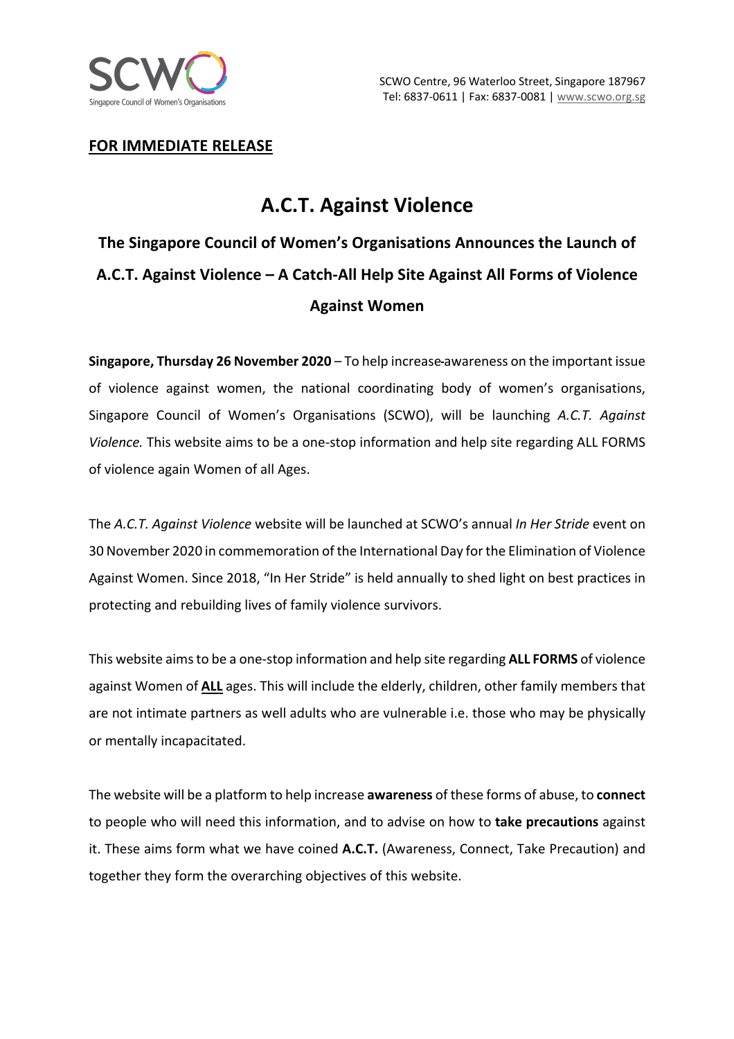SCWO Centre, 96 Waterloo Street, Singapore 187967
Tel: 6837-0611 | Fax: 6837-0081 | www.scwo.org.sg

**FOR IMMEDIATE RELEASE**

# A.C.T. Against Violence

## The Singapore Council of Women's Organisations Announces the Launch of A.C.T. Against Violence – A Catch-All Help Site Against All Forms of Violence Against Women

**Singapore, Thursday 26 November 2020** – To help increase awareness on the important issue of violence against women, the national coordinating body of women's organisations, Singapore Council of Women's Organisations (SCWO), will be launching *A.C.T. Against Violence.* This website aims to be a one-stop information and help site regarding ALL FORMS of violence again Women of all Ages.

The *A.C.T. Against Violence* website will be launched at SCWO's annual *In Her Stride* event on 30 November 2020 in commemoration of the International Day for the Elimination of Violence Against Women. Since 2018, "In Her Stride" is held annually to shed light on best practices in protecting and rebuilding lives of family violence survivors.

This website aims to be a one-stop information and help site regarding **ALL FORMS** of violence against Women of **ALL** ages. This will include the elderly, children, other family members that are not intimate partners as well adults who are vulnerable i.e. those who may be physically or mentally incapacitated.

The website will be a platform to help increase **awareness** of these forms of abuse, to **connect** to people who will need this information, and to advise on how to **take precautions** against it. These aims form what we have coined **A.C.T.** (Awareness, Connect, Take Precaution) and together they form the overarching objectives of this website.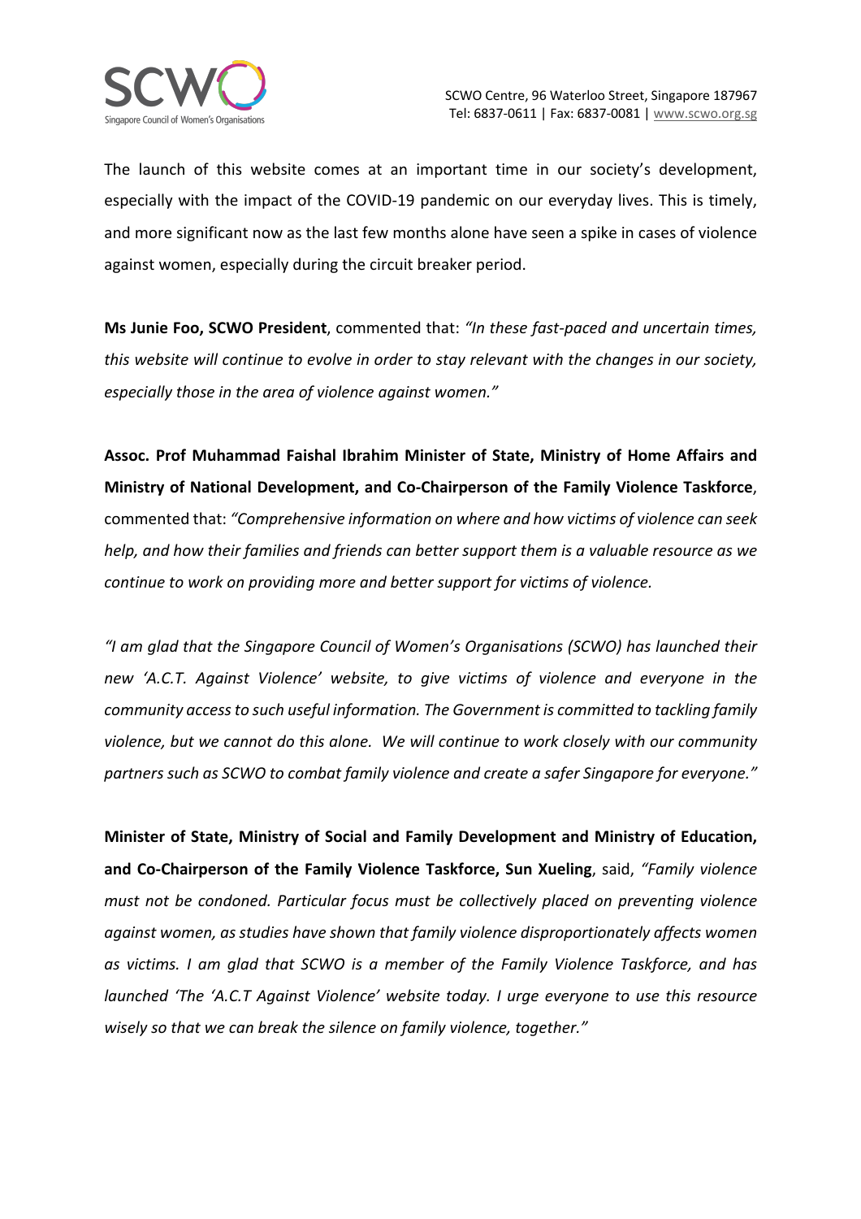The launch of this website comes at an important time in our society's development, especially with the impact of the COVID-19 pandemic on our everyday lives. This is timely, and more significant now as the last few months alone have seen a spike in cases of violence against women, especially during the circuit breaker period.

**Ms Junie Foo, SCWO President**, commented that: *"In these fast-paced and uncertain times, this website will continue to evolve in order to stay relevant with the changes in our society, especially those in the area of violence against women."*

**Assoc. Prof Muhammad Faishal Ibrahim Minister of State, Ministry of Home Affairs and Ministry of National Development, and Co-Chairperson of the Family Violence Taskforce**, commented that: *"Comprehensive information on where and how victims of violence can seek help, and how their families and friends can better support them is a valuable resource as we continue to work on providing more and better support for victims of violence.*

*"I am glad that the Singapore Council of Women's Organisations (SCWO) has launched their new 'A.C.T. Against Violence' website, to give victims of violence and everyone in the community access to such useful information. The Government is committed to tackling family violence, but we cannot do this alone. We will continue to work closely with our community partners such as SCWO to combat family violence and create a safer Singapore for everyone."*

**Minister of State, Ministry of Social and Family Development and Ministry of Education, and Co-Chairperson of the Family Violence Taskforce, Sun Xueling**, said, *"Family violence must not be condoned. Particular focus must be collectively placed on preventing violence against women, as studies have shown that family violence disproportionately affects women as victims. I am glad that SCWO is a member of the Family Violence Taskforce, and has launched 'The 'A.C.T Against Violence' website today. I urge everyone to use this resource wisely so that we can break the silence on family violence, together."*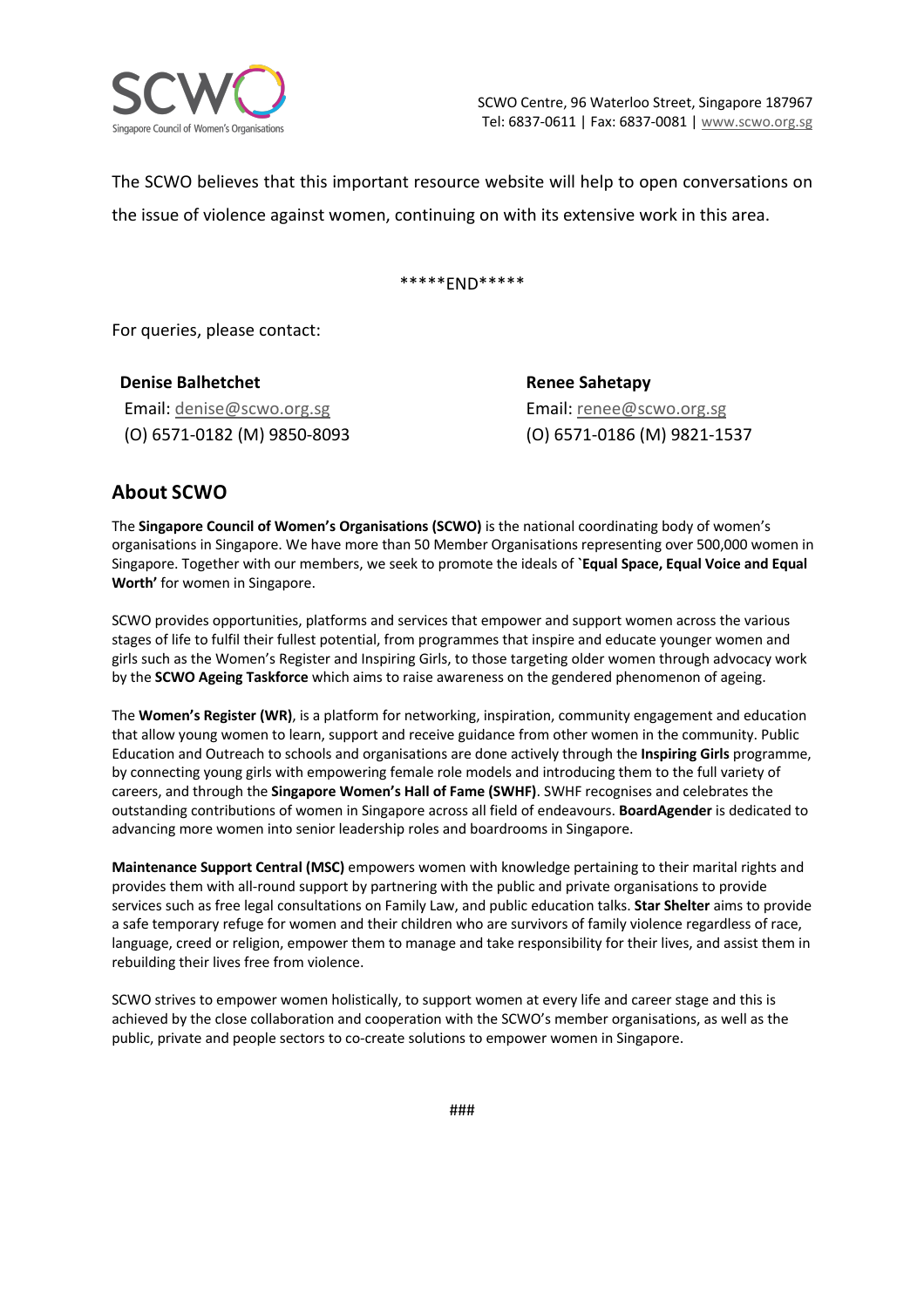The SCWO believes that this important resource website will help to open conversations on the issue of violence against women, continuing on with its extensive work in this area.

*****END*****

For queries, please contact:

**Denise Balhetchet**
Email: denise@scwo.org.sg
(O) 6571-0182 (M) 9850-8093

**Renee Sahetapy**
Email: renee@scwo.org.sg
(O) 6571-0186 (M) 9821-1537

## About SCWO

The **Singapore Council of Women's Organisations (SCWO)** is the national coordinating body of women's organisations in Singapore. We have more than 50 Member Organisations representing over 500,000 women in Singapore. Together with our members, we seek to promote the ideals of **`Equal Space, Equal Voice and Equal Worth'** for women in Singapore.

SCWO provides opportunities, platforms and services that empower and support women across the various stages of life to fulfil their fullest potential, from programmes that inspire and educate younger women and girls such as the Women's Register and Inspiring Girls, to those targeting older women through advocacy work by the **SCWO Ageing Taskforce** which aims to raise awareness on the gendered phenomenon of ageing.

The **Women's Register (WR)**, is a platform for networking, inspiration, community engagement and education that allow young women to learn, support and receive guidance from other women in the community. Public Education and Outreach to schools and organisations are done actively through the **Inspiring Girls** programme, by connecting young girls with empowering female role models and introducing them to the full variety of careers, and through the **Singapore Women's Hall of Fame (SWHF)**. SWHF recognises and celebrates the outstanding contributions of women in Singapore across all field of endeavours. **BoardAgender** is dedicated to advancing more women into senior leadership roles and boardrooms in Singapore.

**Maintenance Support Central (MSC)** empowers women with knowledge pertaining to their marital rights and provides them with all-round support by partnering with the public and private organisations to provide services such as free legal consultations on Family Law, and public education talks. **Star Shelter** aims to provide a safe temporary refuge for women and their children who are survivors of family violence regardless of race, language, creed or religion, empower them to manage and take responsibility for their lives, and assist them in rebuilding their lives free from violence.

SCWO strives to empower women holistically, to support women at every life and career stage and this is achieved by the close collaboration and cooperation with the SCWO's member organisations, as well as the public, private and people sectors to co-create solutions to empower women in Singapore.

###